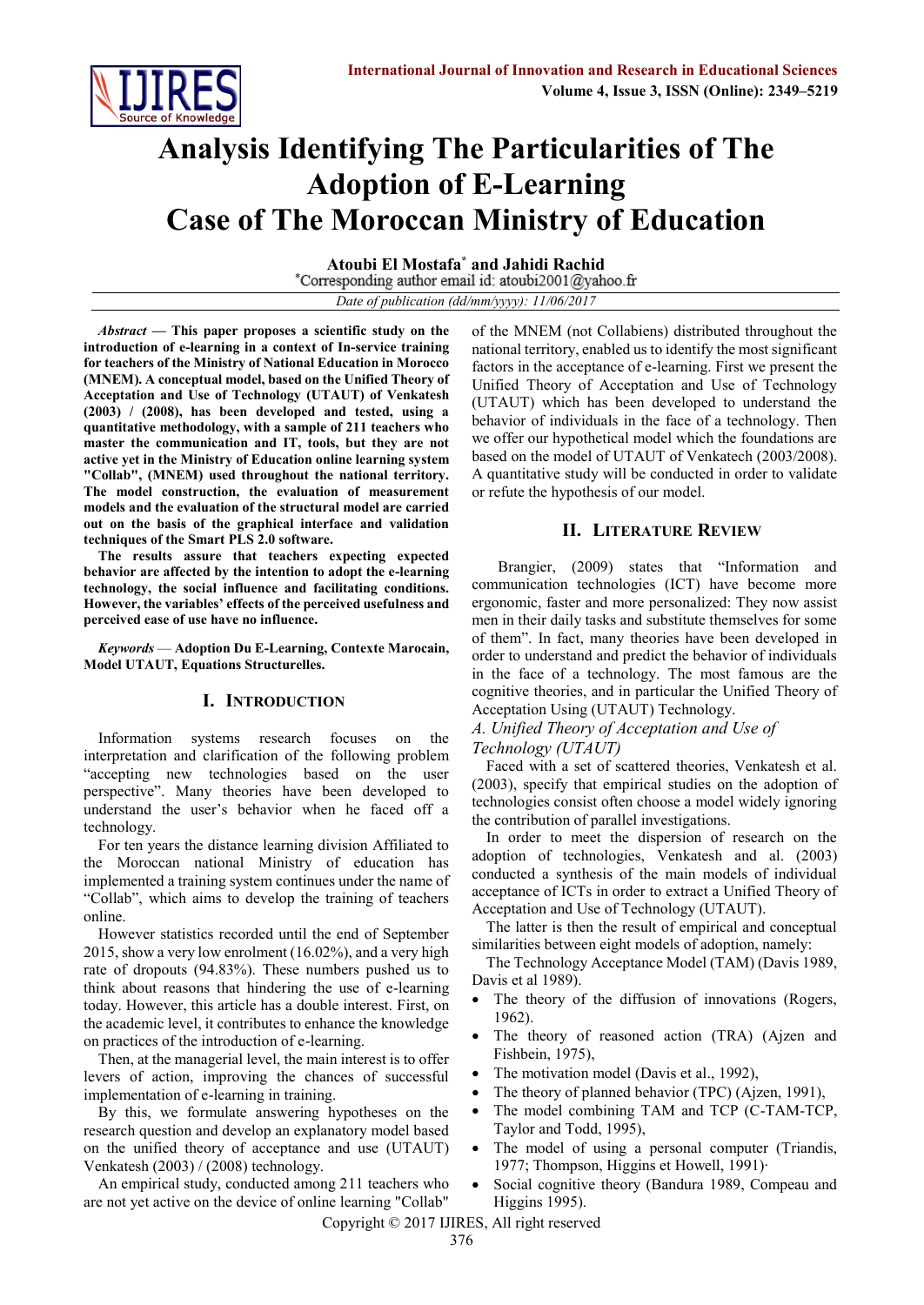# Analysis Identifying The Particularities of The Adoption of E-Learning Case of The Moroccan Ministry of Education

**Atoubi El Mostafa*** **and Jahidi Rachid**

*Corresponding author email id: atoubi2001@yahoo.fr

*Date of publication (dd/mm/yyyy): 11/06/2017*

***Abstract*** **— This paper proposes a scientific study on the introduction of e-learning in a context of In-service training for teachers of the Ministry of National Education in Morocco (MNEM). A conceptual model, based on the Unified Theory of Acceptation and Use of Technology (UTAUT) of Venkatesh (2003) / (2008), has been developed and tested, using a quantitative methodology, with a sample of 211 teachers who master the communication and IT, tools, but they are not active yet in the Ministry of Education online learning system "Collab", (MNEM) used throughout the national territory. The model construction, the evaluation of measurement models and the evaluation of the structural model are carried out on the basis of the graphical interface and validation techniques of the Smart PLS 2.0 software.**

**The results assure that teachers expecting expected behavior are affected by the intention to adopt the e-learning technology, the social influence and facilitating conditions. However, the variables' effects of the perceived usefulness and perceived ease of use have no influence.**

***Keywords*** — **Adoption Du E-Learning, Contexte Marocain, Model UTAUT, Equations Structurelles.**

## I. Introduction

Information systems research focuses on the interpretation and clarification of the following problem "accepting new technologies based on the user perspective". Many theories have been developed to understand the user's behavior when he faced off a technology.

For ten years the distance learning division Affiliated to the Moroccan national Ministry of education has implemented a training system continues under the name of "Collab", which aims to develop the training of teachers online.

However statistics recorded until the end of September 2015, show a very low enrolment (16.02%), and a very high rate of dropouts (94.83%). These numbers pushed us to think about reasons that hindering the use of e-learning today. However, this article has a double interest. First, on the academic level, it contributes to enhance the knowledge on practices of the introduction of e-learning.

Then, at the managerial level, the main interest is to offer levers of action, improving the chances of successful implementation of e-learning in training.

By this, we formulate answering hypotheses on the research question and develop an explanatory model based on the unified theory of acceptance and use (UTAUT) Venkatesh (2003) / (2008) technology.

An empirical study, conducted among 211 teachers who are not yet active on the device of online learning "Collab" of the MNEM (not Collabiens) distributed throughout the national territory, enabled us to identify the most significant factors in the acceptance of e-learning. First we present the Unified Theory of Acceptance and Use of Technology (UTAUT) which has been developed to understand the behavior of individuals in the face of a technology. Then we offer our hypothetical model which the foundations are based on the model of UTAUT of Venkatech (2003/2008). A quantitative study will be conducted in order to validate or refute the hypothesis of our model.

## II. Literature Review

Brangier, (2009) states that "Information and communication technologies (ICT) have become more ergonomic, faster and more personalized: They now assist men in their daily tasks and substitute themselves for some of them". In fact, many theories have been developed in order to understand and predict the behavior of individuals in the face of a technology. The most famous are the cognitive theories, and in particular the Unified Theory of Acceptation Using (UTAUT) Technology.

### *A. Unified Theory of Acceptation and Use of Technology (UTAUT)*

Faced with a set of scattered theories, Venkatesh et al. (2003), specify that empirical studies on the adoption of technologies consist often choose a model widely ignoring the contribution of parallel investigations.

In order to meet the dispersion of research on the adoption of technologies, Venkatesh and al. (2003) conducted a synthesis of the main models of individual acceptance of ICTs in order to extract a Unified Theory of Acceptation and Use of Technology (UTAUT).

The latter is then the result of empirical and conceptual similarities between eight models of adoption, namely:

The Technology Acceptance Model (TAM) (Davis 1989, Davis et al 1989).

- The theory of the diffusion of innovations (Rogers, 1962).
- The theory of reasoned action (TRA) (Ajzen and Fishbein, 1975),
- The motivation model (Davis et al., 1992),
- The theory of planned behavior (TPC) (Ajzen, 1991),
- The model combining TAM and TCP (C-TAM-TCP, Taylor and Todd, 1995),
- The model of using a personal computer (Triandis, 1977; Thompson, Higgins et Howell, 1991)·
- Social cognitive theory (Bandura 1989, Compeau and Higgins 1995).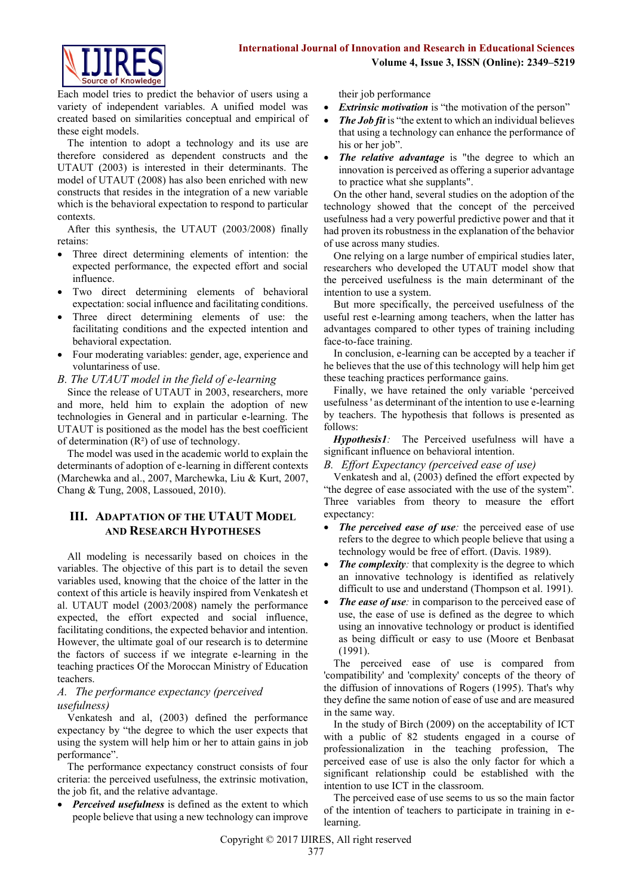Each model tries to predict the behavior of users using a variety of independent variables. A unified model was created based on similarities conceptual and empirical of these eight models.

The intention to adopt a technology and its use are therefore considered as dependent constructs and the UTAUT (2003) is interested in their determinants. The model of UTAUT (2008) has also been enriched with new constructs that resides in the integration of a new variable which is the behavioral expectation to respond to particular contexts.

After this synthesis, the UTAUT (2003/2008) finally retains:

- Three direct determining elements of intention: the expected performance, the expected effort and social influence.
- Two direct determining elements of behavioral expectation: social influence and facilitating conditions.
- Three direct determining elements of use: the facilitating conditions and the expected intention and behavioral expectation.
- Four moderating variables: gender, age, experience and voluntariness of use.

### *B. The UTAUT model in the field of e-learning*

Since the release of UTAUT in 2003, researchers, more and more, held him to explain the adoption of new technologies in General and in particular e-learning. The UTAUT is positioned as the model has the best coefficient of determination ($R^2$) of use of technology.

The model was used in the academic world to explain the determinants of adoption of e-learning in different contexts (Marchewka and al., 2007, Marchewka, Liu & Kurt, 2007, Chang & Tung, 2008, Lassoued, 2010).

## III. Adaptation of the UTAUT Model and Research Hypotheses

All modeling is necessarily based on choices in the variables. The objective of this part is to detail the seven variables used, knowing that the choice of the latter in the context of this article is heavily inspired from Venkatesh et al. UTAUT model (2003/2008) namely the performance expected, the effort expected and social influence, facilitating conditions, the expected behavior and intention. However, the ultimate goal of our research is to determine the factors of success if we integrate e-learning in the teaching practices Of the Moroccan Ministry of Education teachers.

### *A. The performance expectancy (perceived usefulness)*

Venkatesh and al, (2003) defined the performance expectancy by "the degree to which the user expects that using the system will help him or her to attain gains in job performance".

The performance expectancy construct consists of four criteria: the perceived usefulness, the extrinsic motivation, the job fit, and the relative advantage.

- ***Perceived usefulness*** is defined as the extent to which people believe that using a new technology can improve their job performance
- ***Extrinsic motivation*** is "the motivation of the person"
- ***The Job fit*** is "the extent to which an individual believes that using a technology can enhance the performance of his or her job".
- ***The relative advantage*** is "the degree to which an innovation is perceived as offering a superior advantage to practice what she supplants".

On the other hand, several studies on the adoption of the technology showed that the concept of the perceived usefulness had a very powerful predictive power and that it had proven its robustness in the explanation of the behavior of use across many studies.

One relying on a large number of empirical studies later, researchers who developed the UTAUT model show that the perceived usefulness is the main determinant of the intention to use a system.

But more specifically, the perceived usefulness of the useful rest e-learning among teachers, when the latter has advantages compared to other types of training including face-to-face training.

In conclusion, e-learning can be accepted by a teacher if he believes that the use of this technology will help him get these teaching practices performance gains.

Finally, we have retained the only variable 'perceived usefulness ' as determinant of the intention to use e-learning by teachers. The hypothesis that follows is presented as follows:

***Hypothesis1****:* The Perceived usefulness will have a significant influence on behavioral intention.

### *B. Effort Expectancy (perceived ease of use)*

Venkatesh and al, (2003) defined the effort expected by "the degree of ease associated with the use of the system". Three variables from theory to measure the effort expectancy:

- ***The perceived ease of use****:* the perceived ease of use refers to the degree to which people believe that using a technology would be free of effort. (Davis. 1989).
- ***The complexity****:* that complexity is the degree to which an innovative technology is identified as relatively difficult to use and understand (Thompson et al. 1991).
- ***The ease of use****:* in comparison to the perceived ease of use, the ease of use is defined as the degree to which using an innovative technology or product is identified as being difficult or easy to use (Moore et Benbasat (1991).

The perceived ease of use is compared from 'compatibility' and 'complexity' concepts of the theory of the diffusion of innovations of Rogers (1995). That's why they define the same notion of ease of use and are measured in the same way.

In the study of Birch (2009) on the acceptability of ICT with a public of 82 students engaged in a course of professionalization in the teaching profession, The perceived ease of use is also the only factor for which a significant relationship could be established with the intention to use ICT in the classroom.

The perceived ease of use seems to us so the main factor of the intention of teachers to participate in training in e-learning.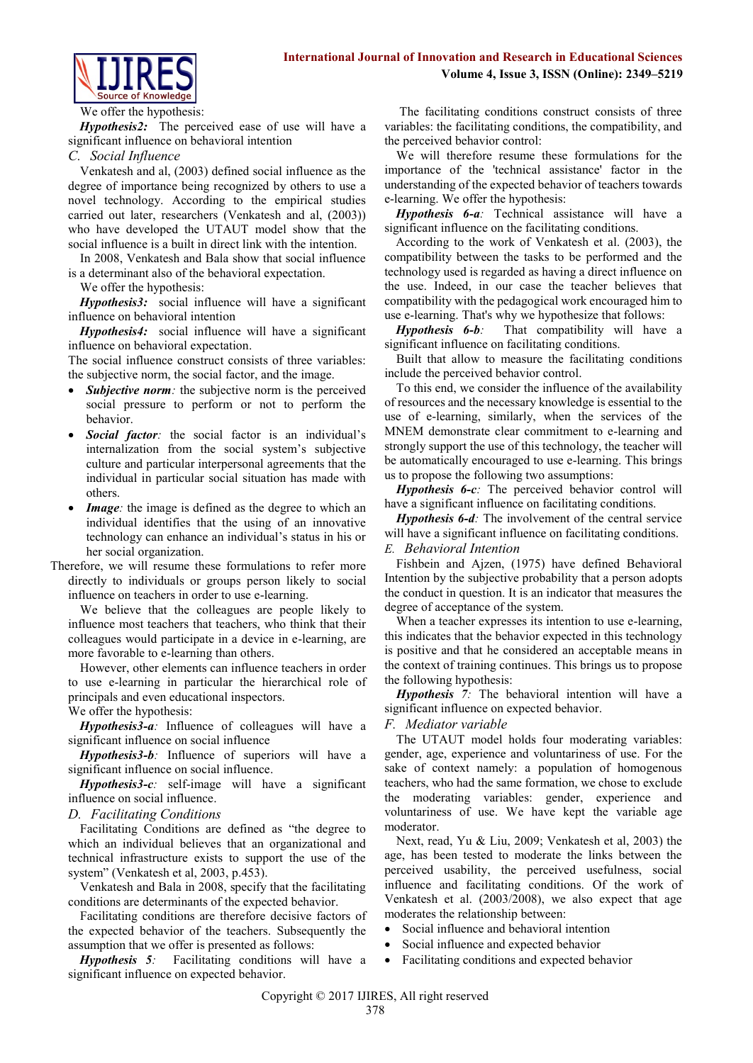We offer the hypothesis:

***Hypothesis2:*** The perceived ease of use will have a significant influence on behavioral intention

### C. Social Influence

Venkatesh and al, (2003) defined social influence as the degree of importance being recognized by others to use a novel technology. According to the empirical studies carried out later, researchers (Venkatesh and al, (2003)) who have developed the UTAUT model show that the social influence is a built in direct link with the intention.

In 2008, Venkatesh and Bala show that social influence is a determinant also of the behavioral expectation.

We offer the hypothesis:

***Hypothesis3:*** social influence will have a significant influence on behavioral intention

***Hypothesis4:*** social influence will have a significant influence on behavioral expectation.

The social influence construct consists of three variables: the subjective norm, the social factor, and the image.

- ***Subjective norm****:* the subjective norm is the perceived social pressure to perform or not to perform the behavior.
- ***Social factor****:* the social factor is an individual's internalization from the social system's subjective culture and particular interpersonal agreements that the individual in particular social situation has made with others.
- ***Image****:* the image is defined as the degree to which an individual identifies that the using of an innovative technology can enhance an individual's status in his or her social organization.

Therefore, we will resume these formulations to refer more directly to individuals or groups person likely to social influence on teachers in order to use e-learning.

We believe that the colleagues are people likely to influence most teachers that teachers, who think that their colleagues would participate in a device in e-learning, are more favorable to e-learning than others.

However, other elements can influence teachers in order to use e-learning in particular the hierarchical role of principals and even educational inspectors.

We offer the hypothesis:

***Hypothesis3-a****:* Influence of colleagues will have a significant influence on social influence

***Hypothesis3-b****:* Influence of superiors will have a significant influence on social influence.

***Hypothesis3-c****:* self-image will have a significant influence on social influence.

### D. Facilitating Conditions

Facilitating Conditions are defined as "the degree to which an individual believes that an organizational and technical infrastructure exists to support the use of the system" (Venkatesh et al, 2003, p.453).

Venkatesh and Bala in 2008, specify that the facilitating conditions are determinants of the expected behavior.

Facilitating conditions are therefore decisive factors of the expected behavior of the teachers. Subsequently the assumption that we offer is presented as follows:

***Hypothesis 5****:* Facilitating conditions will have a significant influence on expected behavior.

The facilitating conditions construct consists of three variables: the facilitating conditions, the compatibility, and the perceived behavior control:

We will therefore resume these formulations for the importance of the 'technical assistance' factor in the understanding of the expected behavior of teachers towards e-learning. We offer the hypothesis:

***Hypothesis 6-a****:* Technical assistance will have a significant influence on the facilitating conditions.

According to the work of Venkatesh et al. (2003), the compatibility between the tasks to be performed and the technology used is regarded as having a direct influence on the use. Indeed, in our case the teacher believes that compatibility with the pedagogical work encouraged him to use e-learning. That's why we hypothesize that follows:

***Hypothesis 6-b****:* That compatibility will have a significant influence on facilitating conditions.

Built that allow to measure the facilitating conditions include the perceived behavior control.

To this end, we consider the influence of the availability of resources and the necessary knowledge is essential to the use of e-learning, similarly, when the services of the MNEM demonstrate clear commitment to e-learning and strongly support the use of this technology, the teacher will be automatically encouraged to use e-learning. This brings us to propose the following two assumptions:

***Hypothesis 6-c****:* The perceived behavior control will have a significant influence on facilitating conditions.

***Hypothesis 6-d****:* The involvement of the central service will have a significant influence on facilitating conditions.

### E. Behavioral Intention

Fishbein and Ajzen, (1975) have defined Behavioral Intention by the subjective probability that a person adopts the conduct in question. It is an indicator that measures the degree of acceptance of the system.

When a teacher expresses its intention to use e-learning, this indicates that the behavior expected in this technology is positive and that he considered an acceptable means in the context of training continues. This brings us to propose the following hypothesis:

***Hypothesis 7****:* The behavioral intention will have a significant influence on expected behavior.

### F. Mediator variable

The UTAUT model holds four moderating variables: gender, age, experience and voluntariness of use. For the sake of context namely: a population of homogenous teachers, who had the same formation, we chose to exclude the moderating variables: gender, experience and voluntariness of use. We have kept the variable age moderator.

Next, read, Yu & Liu, 2009; Venkatesh et al, 2003) the age, has been tested to moderate the links between the perceived usability, the perceived usefulness, social influence and facilitating conditions. Of the work of Venkatesh et al. (2003/2008), we also expect that age moderates the relationship between:

- Social influence and behavioral intention
- Social influence and expected behavior
- Facilitating conditions and expected behavior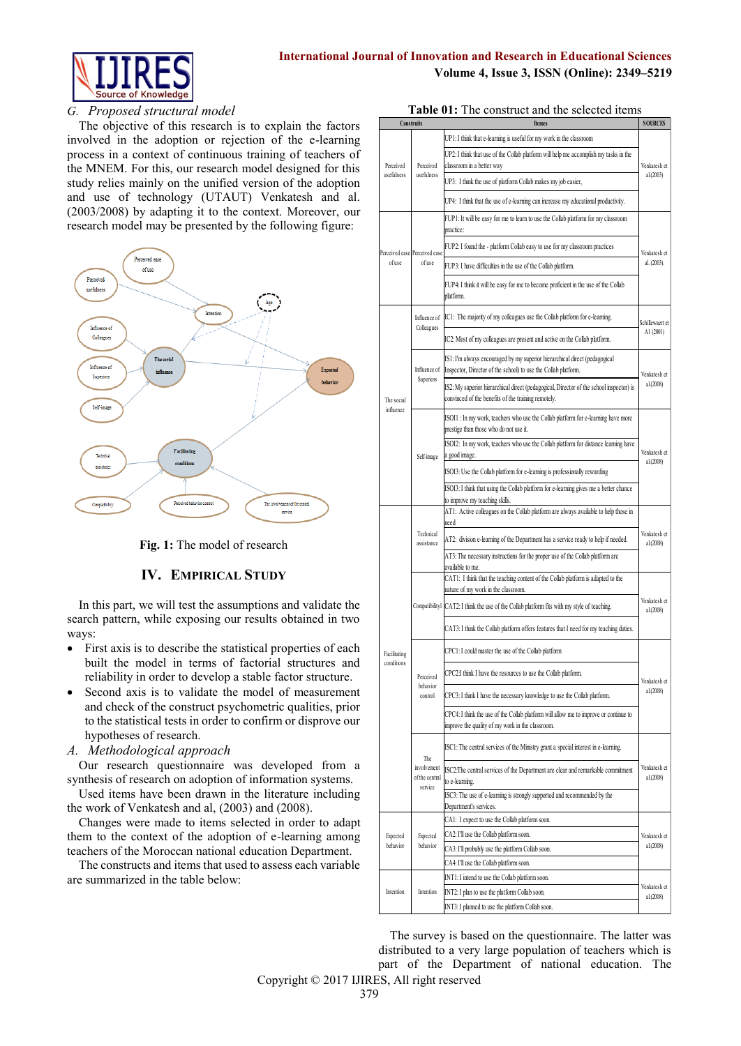### G. *Proposed structural model*

The objective of this research is to explain the factors involved in the adoption or rejection of the e-learning process in a context of continuous training of teachers of the MNEM. For this, our research model designed for this study relies mainly on the unified version of the adoption and use of technology (UTAUT) Venkatesh and al. (2003/2008) by adapting it to the context. Moreover, our research model may be presented by the following figure:

**Fig. 1:** The model of research

## IV. Empirical Study

In this part, we will test the assumptions and validate the search pattern, while exposing our results obtained in two ways:

- First axis is to describe the statistical properties of each built the model in terms of factorial structures and reliability in order to develop a stable factor structure.
- Second axis is to validate the model of measurement and check of the construct psychometric qualities, prior to the statistical tests in order to confirm or disprove our hypotheses of research.

### A. *Methodological approach*

Our research questionnaire was developed from a synthesis of research on adoption of information systems.

Used items have been drawn in the literature including the work of Venkatesh and al, (2003) and (2008).

Changes were made to items selected in order to adapt them to the context of the adoption of e-learning among teachers of the Moroccan national education Department.

The constructs and items that used to assess each variable are summarized in the table below:

**Table 01:** The construct and the selected items

| Constructs | | Itemes | SOURCES |
|---|---|---|---|
| Perceived usefulness | Perceived usefulness | UP1: I think that e-learning is useful for my work in the classroom | Venkatesh et al.(2003) |
| | | UP2: I think that use of the Collab platform will help me accomplish my tasks in the classroom in a better way | |
| | | UP3: I think the use of platform Collab makes my job easier, | |
| | | UP4: I think that the use of e-learning can increase my educational productivity. | |
| Perceived ease of use | Perceived ease of use | FUP1: It will be easy for me to learn to use the Collab platform for my classroom practice: | Venkatesh et al. (2003). |
| | | FUP2: I found the - platform Collab easy to use for my classroom practices | |
| | | FUP3: I have difficulties in the use of the Collab platform. | |
| | | FUP4: I think it will be easy for me to become proficient in the use of the Collab platform. | |
| The social influence | Influence of Colleagues | IC1: The majority of my colleagues use the Collab platform for e-learning. | Schillewaert et Al (2001) |
| | | IC2: Most of my colleagues are present and active on the Collab platform. | |
| | Influence of Superiors | IS1: I'm always encouraged by my superior hierarchical direct (pedagogical Inspector, Director of the school) to use the Collab platform. | Venkatesh et al.(2008) |
| | | IS2: My superior hierarchical direct (pedagogical, Director of the school inspector) is convinced of the benefits of the training remotely. | |
| | Self-image | ISOI1 : In my work, teachers who use the Collab platform for e-learning have more prestige than those who do not use it. | Venkatesh et al.(2008) |
| | | ISOI2: In my work, teachers who use the Collab platform for distance learning have a good image. | |
| | | ISOI3: Use the Collab platform for e-learning is professionally rewarding | |
| | | ISOI3: I think that using the Collab platform for e-learning gives me a better chance to improve my teaching skills. | |
| Facilitating conditions | Technical assistance | AT1: Active colleagues on the Collab platform are always available to help those in need | Venkatesh et al.(2008) |
| | | AT2: division e-learning of the Department has a service ready to help if needed. | |
| | | AT3: The necessary instructions for the proper use of the Collab platform are available to me. | |
| | Compatibilityl | CAT1: I think that the teaching content of the Collab platform is adapted to the nature of my work in the classroom. | Venkatesh et al.(2008) |
| | | CAT2: I think the use of the Collab platform fits with my style of teaching. | |
| | | CAT3: I think the Collab platform offers features that I need for my teaching duties. | |
| | Perceived behavior control | CPC1: I could master the use of the Collab platform | Venkatesh et al.(2008) |
| | | CPC2: I think I have the resources to use the Collab platform. | |
| | | CPC3: I think I have the necessary knowledge to use the Collab platform. | |
| | | CPC4: I think the use of the Collab platform will allow me to improve or continue to improve the quality of my work in the classroom. | |
| | The involvement of the central service | ISC1: The central services of the Ministry grant a special interest in e-learning. | Venkatesh et al.(2008) |
| | | ISC2: The central services of the Department are clear and remarkable commitment to e-learning. | |
| | | ISC3: The use of e-learning is strongly supported and recommended by the Department's services. | |
| Expected behavior | Expected behavior | CA1: I expect to use the Collab platform soon. | Venkatesh et al.(2008) |
| | | CA2: I'll use the Collab platform soon. | |
| | | CA3: I'll probably use the platform Collab soon. | |
| | | CA4: I'll use the Collab platform soon. | |
| Intention | Intention | INT1: I intend to use the Collab platform soon. | Venkatesh et al.(2008) |
| | | INT2: I plan to use the platform Collab soon. | |
| | | INT3: I planned to use the platform Collab soon. | |

The survey is based on the questionnaire. The latter was distributed to a very large population of teachers which is part of the Department of national education. The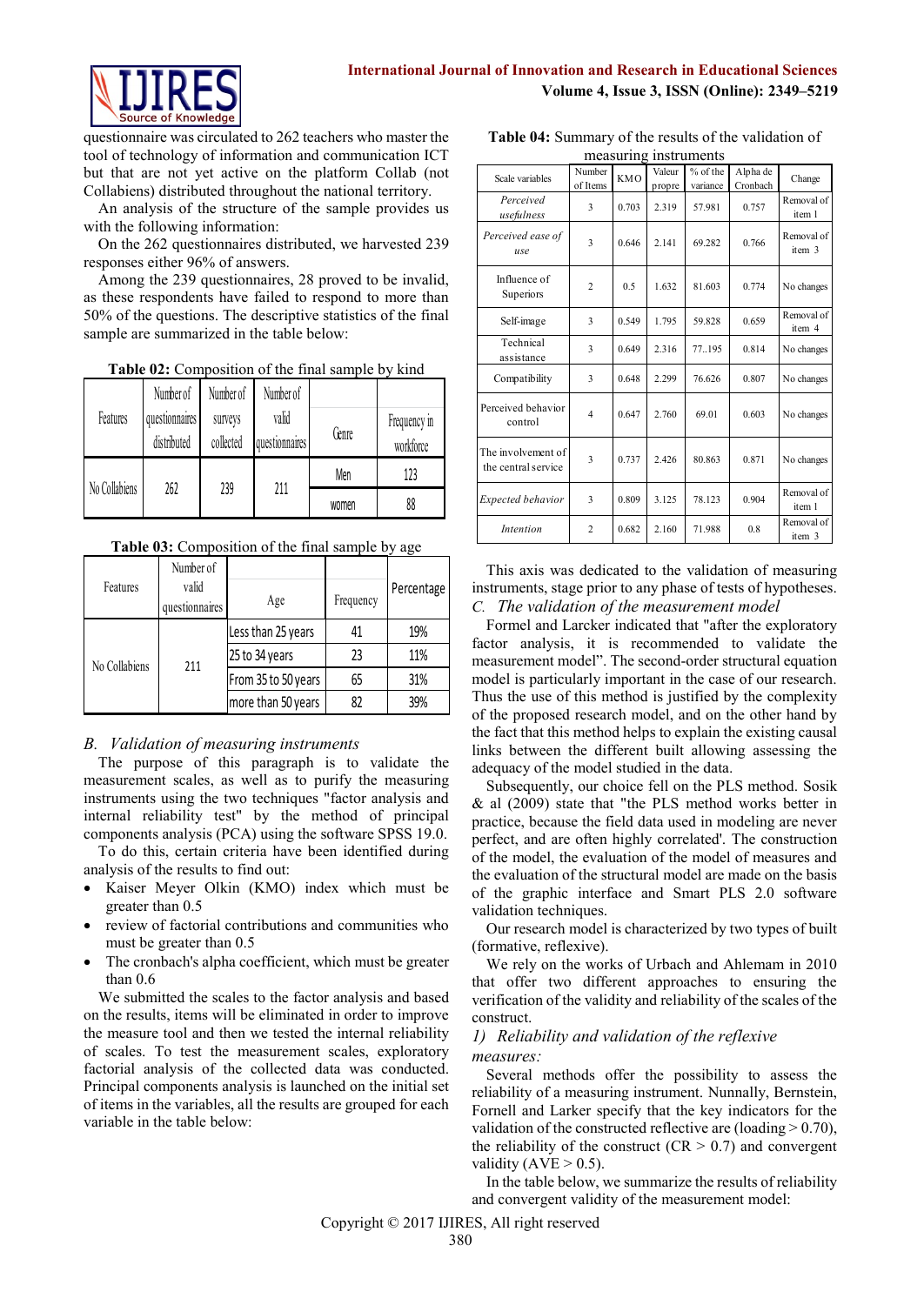questionnaire was circulated to 262 teachers who master the tool of technology of information and communication ICT but that are not yet active on the platform Collab (not Collabiens) distributed throughout the national territory.

An analysis of the structure of the sample provides us with the following information:

On the 262 questionnaires distributed, we harvested 239 responses either 96% of answers.

Among the 239 questionnaires, 28 proved to be invalid, as these respondents have failed to respond to more than 50% of the questions. The descriptive statistics of the final sample are summarized in the table below:

**Table 02:** Composition of the final sample by kind

| Features | Number of questionnaires distributed | Number of surveys collected | Number of valid questionnaires | Genre | Frequency in workforce |
|---|---|---|---|---|---|
| No Collabiens | 262 | 239 | 211 | Men | 123 |
| | | | | women | 88 |

**Table 03:** Composition of the final sample by age

| Features | Number of valid questionnaires | Age | Frequency | Percentage |
|---|---|---|---|---|
| No Collabiens | 211 | Less than 25 years | 41 | 19% |
| | | 25 to 34 years | 23 | 11% |
| | | From 35 to 50 years | 65 | 31% |
| | | more than 50 years | 82 | 39% |

### B. Validation of measuring instruments

The purpose of this paragraph is to validate the measurement scales, as well as to purify the measuring instruments using the two techniques "factor analysis and internal reliability test" by the method of principal components analysis (PCA) using the software SPSS 19.0.

To do this, certain criteria have been identified during analysis of the results to find out:

- Kaiser Meyer Olkin (KMO) index which must be greater than 0.5
- review of factorial contributions and communities who must be greater than 0.5
- The cronbach's alpha coefficient, which must be greater than 0.6

We submitted the scales to the factor analysis and based on the results, items will be eliminated in order to improve the measure tool and then we tested the internal reliability of scales. To test the measurement scales, exploratory factorial analysis of the collected data was conducted. Principal components analysis is launched on the initial set of items in the variables, all the results are grouped for each variable in the table below:

**Table 04:** Summary of the results of the validation of measuring instruments

| Scale variables | Number of Items | KMO | Valeur propre | % of the variance | Alpha de Cronbach | Change |
|---|---|---|---|---|---|---|
| *Perceived usefulness* | 3 | 0.703 | 2.319 | 57.981 | 0.757 | Removal of item 1 |
| *Perceived ease of use* | 3 | 0.646 | 2.141 | 69.282 | 0.766 | Removal of item 3 |
| Influence of Superiors | 2 | 0.5 | 1.632 | 81.603 | 0.774 | No changes |
| Self-image | 3 | 0.549 | 1.795 | 59.828 | 0.659 | Removal of item 4 |
| Technical assistance | 3 | 0.649 | 2.316 | 77..195 | 0.814 | No changes |
| Compatibility | 3 | 0.648 | 2.299 | 76.626 | 0.807 | No changes |
| Perceived behavior control | 4 | 0.647 | 2.760 | 69.01 | 0.603 | No changes |
| The involvement of the central service | 3 | 0.737 | 2.426 | 80.863 | 0.871 | No changes |
| *Expected behavior* | 3 | 0.809 | 3.125 | 78.123 | 0.904 | Removal of item 1 |
| *Intention* | 2 | 0.682 | 2.160 | 71.988 | 0.8 | Removal of item 3 |

This axis was dedicated to the validation of measuring instruments, stage prior to any phase of tests of hypotheses.

### C. The validation of the measurement model

Formel and Larcker indicated that "after the exploratory factor analysis, it is recommended to validate the measurement model". The second-order structural equation model is particularly important in the case of our research. Thus the use of this method is justified by the complexity of the proposed research model, and on the other hand by the fact that this method helps to explain the existing causal links between the different built allowing assessing the adequacy of the model studied in the data.

Subsequently, our choice fell on the PLS method. Sosik & al (2009) state that "the PLS method works better in practice, because the field data used in modeling are never perfect, and are often highly correlated'. The construction of the model, the evaluation of the model of measures and the evaluation of the structural model are made on the basis of the graphic interface and Smart PLS 2.0 software validation techniques.

Our research model is characterized by two types of built (formative, reflexive).

We rely on the works of Urbach and Ahlemam in 2010 that offer two different approaches to ensuring the verification of the validity and reliability of the scales of the construct.

#### 1) Reliability and validation of the reflexive measures:

Several methods offer the possibility to assess the reliability of a measuring instrument. Nunnally, Bernstein, Fornell and Larker specify that the key indicators for the validation of the constructed reflexive are (loading > 0.70), the reliability of the construct (CR > 0.7) and convergent validity (AVE > 0.5).

In the table below, we summarize the results of reliability and convergent validity of the measurement model: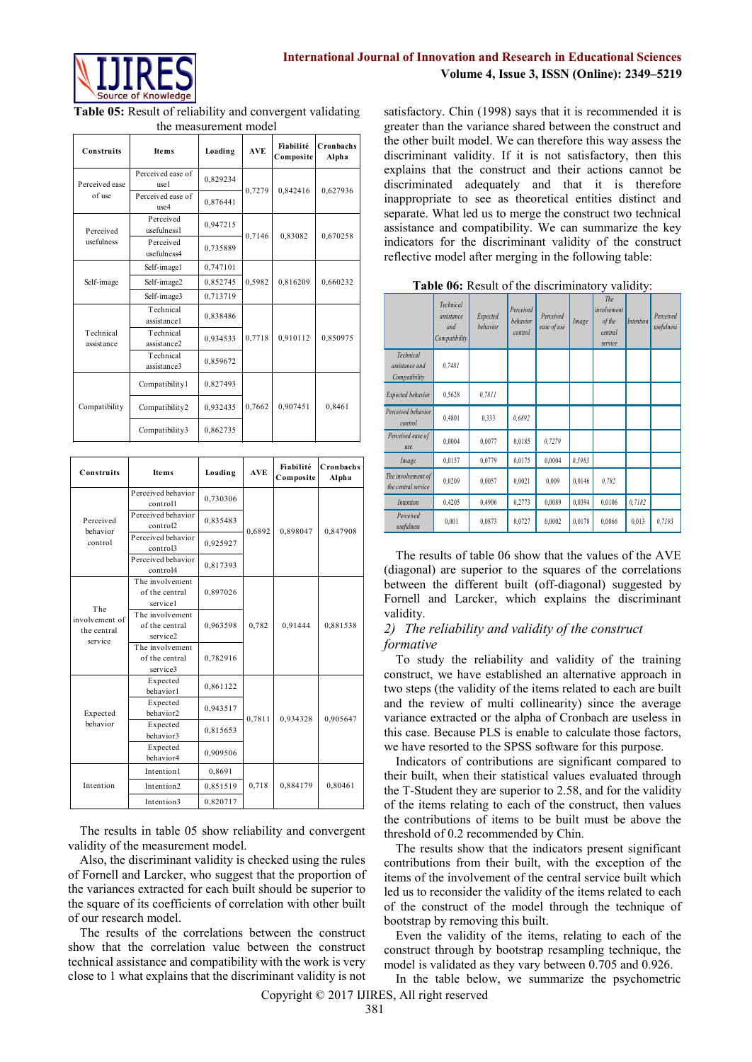**Table 05:** Result of reliability and convergent validating the measurement model

| Construits | Items | Loading | AVE | Fiabilité Composite | Cronbachs Alpha |
|---|---|---|---|---|---|
| Perceived ease of use | Perceived ease of use1 | 0,829234 | 0,7279 | 0,842416 | 0,627936 |
| | Perceived ease of use4 | 0,876441 | | | |
| Perceived usefulness | Perceived usefulness1 | 0,947215 | 0,7146 | 0,83082 | 0,670258 |
| | Perceived usefulness4 | 0,735889 | | | |
| Self-image | Self-image1 | 0,747101 | 0,5982 | 0,816209 | 0,660232 |
| | Self-image2 | 0,852745 | | | |
| | Self-image3 | 0,713719 | | | |
| Technical assistance | Technical assistance1 | 0,838486 | 0,7718 | 0,910112 | 0,850975 |
| | Technical assistance2 | 0,934533 | | | |
| | Technical assistance3 | 0,859672 | | | |
| Compatibility | Compatibility1 | 0,827493 | 0,7662 | 0,907451 | 0,8461 |
| | Compatibility2 | 0,932435 | | | |
| | Compatibility3 | 0,862735 | | | |
| Perceived behavior control | Perceived behavior control1 | 0,730306 | 0,6892 | 0,898047 | 0,847908 |
| | Perceived behavior control2 | 0,835483 | | | |
| | Perceived behavior control3 | 0,925927 | | | |
| | Perceived behavior control4 | 0,817393 | | | |
| The involvement of the central service | The involvement of the central service1 | 0,897026 | 0,782 | 0,91444 | 0,881538 |
| | The involvement of the central service2 | 0,963598 | | | |
| | The involvement of the central service3 | 0,782916 | | | |
| Expected behavior | Expected behavior1 | 0,861122 | 0,7811 | 0,934328 | 0,905647 |
| | Expected behavior2 | 0,943517 | | | |
| | Expected behavior3 | 0,815653 | | | |
| | Expected behavior4 | 0,909506 | | | |
| Intention | Intention1 | 0,8691 | 0,718 | 0,884179 | 0,80461 |
| | Intention2 | 0,851519 | | | |
| | Intention3 | 0,820717 | | | |

The results in table 05 show reliability and convergent validity of the measurement model.

Also, the discriminant validity is checked using the rules of Fornell and Larcker, who suggest that the proportion of the variances extracted for each built should be superior to the square of its coefficients of correlation with other built of our research model.

The results of the correlations between the construct show that the correlation value between the construct technical assistance and compatibility with the work is very close to 1 what explains that the discriminant validity is not satisfactory. Chin (1998) says that it is recommended it is greater than the variance shared between the construct and the other built model. We can therefore this way assess the discriminant validity. If it is not satisfactory, then this explains that the construct and their actions cannot be discriminated adequately and that it is therefore inappropriate to see as theoretical entities distinct and separate. What led us to merge the construct two technical assistance and compatibility. We can summarize the key indicators for the discriminant validity of the construct reflective model after merging in the following table:

**Table 06:** Result of the discriminatory validity:

| | Technical assistance and Compatibility | Expected behavior | Perceived behavior control | Perceived ease of use | Image | The involvement of the central service | Intention | Perceived usefulness |
|---|---|---|---|---|---|---|---|---|
| Technical assistance and Compatibility | 0,7481 | | | | | | | |
| Expected behavior | 0,5628 | 0,7811 | | | | | | |
| Perceived behavior control | 0,4801 | 0,333 | 0,6892 | | | | | |
| Perceived ease of use | 0,0004 | 0,0077 | 0,0185 | 0,7279 | | | | |
| Image | 0,0157 | 0,0779 | 0,0175 | 0,0004 | 0,5983 | | | |
| The involvement of the central service | 0,0209 | 0,0057 | 0,0021 | 0,009 | 0,0146 | 0,782 | | |
| Intention | 0,4205 | 0,4906 | 0,2773 | 0,0089 | 0,0394 | 0,0106 | 0,7182 | |
| Perceived usefulness | 0,001 | 0,0873 | 0,0727 | 0,0002 | 0,0178 | 0,0066 | 0,013 | 0,7193 |

The results of table 06 show that the values of the AVE (diagonal) are superior to the squares of the correlations between the different built (off-diagonal) suggested by Fornell and Larcker, which explains the discriminant validity.

*2) The reliability and validity of the construct formative*

To study the reliability and validity of the training construct, we have established an alternative approach in two steps (the validity of the items related to each are built and the review of multi collinearity) since the average variance extracted or the alpha of Cronbach are useless in this case. Because PLS is enable to calculate those factors, we have resorted to the SPSS software for this purpose.

Indicators of contributions are significant compared to their built, when their statistical values evaluated through the T-Student they are superior to 2.58, and for the validity of the items relating to each of the construct, then values the contributions of items to be built must be above the threshold of 0.2 recommended by Chin.

The results show that the indicators present significant contributions from their built, with the exception of the items of the involvement of the central service built which led us to reconsider the validity of the items related to each of the construct of the model through the technique of bootstrap by removing this built.

Even the validity of the items, relating to each of the construct through by bootstrap resampling technique, the model is validated as they vary between 0.705 and 0.926.

In the table below, we summarize the psychometric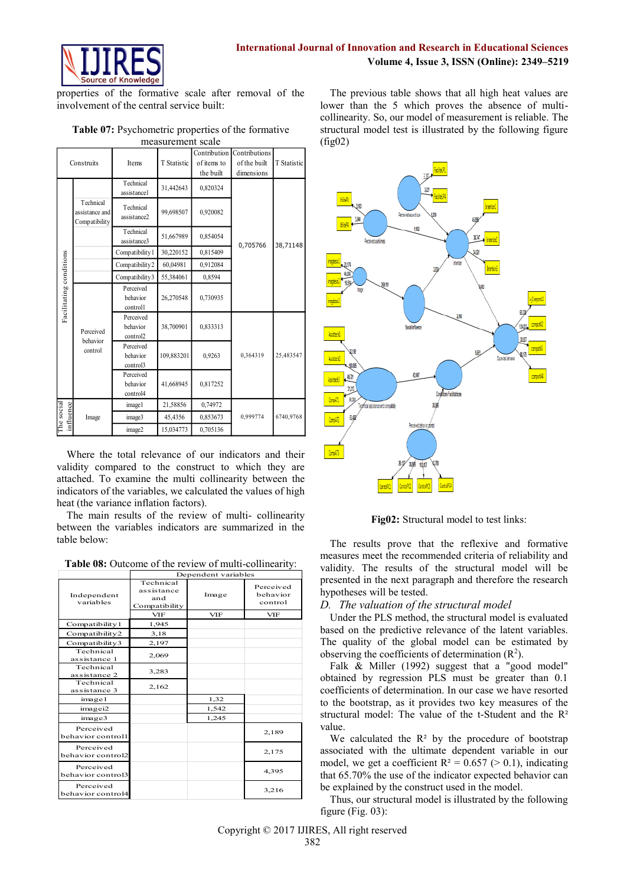properties of the formative scale after removal of the involvement of the central service built:

**Table 07:** Psychometric properties of the formative measurement scale

| Construits | | Items | T Statistic | Contribution of items to the built | Contributions of the built dimensions | T Statistic |
|---|---|---|---|---|---|---|
| Facilitating conditions | Technical assistance and Compatibility | Technical assistance1 | 31,442643 | 0,820324 | 0,705766 | 38,71148 |
| | | Technical assistance2 | 99,698507 | 0,920082 | | |
| | | Technical assistance3 | 51,667989 | 0,854054 | | |
| | | Compatibility1 | 30,220152 | 0,815409 | | |
| | | Compatibility2 | 60,04981 | 0,912084 | | |
| | | Compatibility3 | 55,384061 | 0,8594 | | |
| | Perceived behavior control | Perceived behavior control1 | 26,270548 | 0,730935 | 0,364319 | 25,483547 |
| | | Perceived behavior control2 | 38,700901 | 0,833313 | | |
| | | Perceived behavior control3 | 109,883201 | 0,9263 | | |
| | | Perceived behavior control4 | 41,668945 | 0,817252 | | |
| The social influence | Image | image1 | 21,58856 | 0,74972 | 0,999774 | 6740,9768 |
| | | image3 | 45,4356 | 0,853673 | | |
| | | image2 | 15,034773 | 0,705136 | | |

Where the total relevance of our indicators and their validity compared to the construct to which they are attached. To examine the multi collinearity between the indicators of the variables, we calculated the values of high heat (the variance inflation factors).

The main results of the review of multi- collinearity between the variables indicators are summarized in the table below:

**Table 08:** Outcome of the review of multi-collinearity:

| Independent variables | Dependent variables | | |
|---|---|---|---|
| | Technical assistance and Compatibility | Image | Perceived behavior control |
| | VIF | VIF | VIF |
| Compatibility1 | 1,945 | | |
| Compatibility2 | 3,18 | | |
| Compatibility3 | 2,197 | | |
| Technical assistance 1 | 2,069 | | |
| Technical assistance 2 | 3,283 | | |
| Technical assistance 3 | 2,162 | | |
| image1 | | 1,32 | |
| imagei2 | | 1,542 | |
| image3 | | 1,245 | |
| Perceived behavior control1 | | | 2,189 |
| Perceived behavior control2 | | | 2,175 |
| Perceived behavior control3 | | | 4,395 |
| Perceived behavior control4 | | | 3,216 |

The previous table shows that all high heat values are lower than the 5 which proves the absence of multi-collinearity. So, our model of measurement is reliable. The structural model test is illustrated by the following figure (fig02)

**Fig02:** Structural model to test links:

The results prove that the reflexive and formative measures meet the recommended criteria of reliability and validity. The results of the structural model will be presented in the next paragraph and therefore the research hypotheses will be tested.

### D. The valuation of the structural model

Under the PLS method, the structural model is evaluated based on the predictive relevance of the latent variables. The quality of the global model can be estimated by observing the coefficients of determination ($R^2$).

Falk & Miller (1992) suggest that a "good model" obtained by regression PLS must be greater than 0.1 coefficients of determination. In our case we have resorted to the bootstrap, as it provides two key measures of the structural model: The value of the t-Student and the $R^2$ value.

We calculated the $R^2$ by the procedure of bootstrap associated with the ultimate dependent variable in our model, we get a coefficient $R^2 = 0.657$ ($> 0.1$), indicating that 65.70% the use of the indicator expected behavior can be explained by the construct used in the model.

Thus, our structural model is illustrated by the following figure (Fig. 03):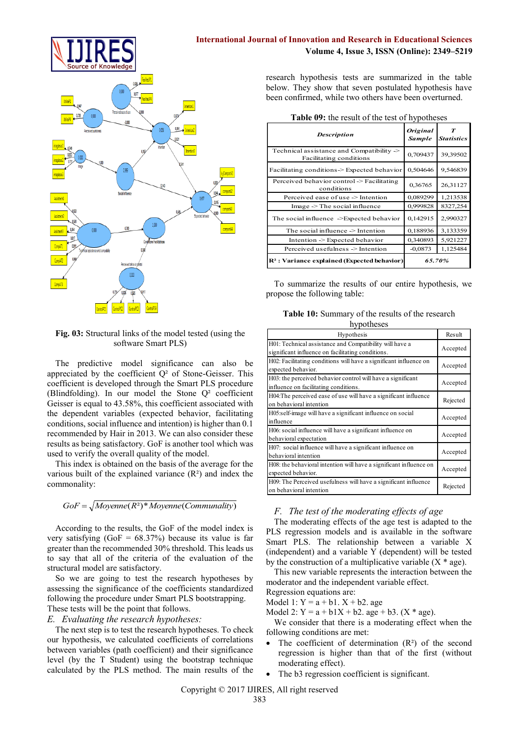Fig. 03: Structural links of the model tested (using the software Smart PLS)

The predictive model significance can also be appreciated by the coefficient Q² of Stone-Geisser. This coefficient is developed through the Smart PLS procedure (Blindfolding). In our model the Stone Q² coefficient Geisser is equal to 43.58%, this coefficient associated with the dependent variables (expected behavior, facilitating conditions, social influence and intention) is higher than 0.1 recommended by Hair in 2013. We can also consider these results as being satisfactory. GoF is another tool which was used to verify the overall quality of the model.

This index is obtained on the basis of the average for the various built of the explained variance (R²) and index the commonality:

$$GoF = \sqrt{Moyenne(R^2) * Moyenne(Communality)}$$

According to the results, the GoF of the model index is very satisfying (GoF = 68.37%) because its value is far greater than the recommended 30% threshold. This leads us to say that all of the criteria of the evaluation of the structural model are satisfactory.

So we are going to test the research hypotheses by assessing the significance of the coefficients standardized following the procedure under Smart PLS bootstrapping. These tests will be the point that follows.

## E. Evaluating the research hypotheses:

The next step is to test the research hypotheses. To check our hypothesis, we calculated coefficients of correlations between variables (path coefficient) and their significance level (by the T Student) using the bootstrap technique calculated by the PLS method. The main results of the research hypothesis tests are summarized in the table below. They show that seven postulated hypothesis have been confirmed, while two others have been overturned.

**Table 09:** the result of the test of hypotheses

| *Description* | *Original Sample* | *T Statistics* |
|---|---|---|
| Technical assistance and Compatibility -> Facilitating conditions | 0,709437 | 39,39502 |
| Facilitating conditions-> Expected behavior | 0,504646 | 9,546839 |
| Perceived behavior control -> Facilitating conditions | 0,36765 | 26,31127 |
| Perceived ease of use -> Intention | 0,089299 | 1,213538 |
| Image -> The social influence | 0,999828 | 8327,254 |
| The social influence ->Expected behavior | 0,142915 | 2,990327 |
| The social influence -> Intention | 0,188936 | 3,133359 |
| Intention -> Expected behavior | 0,340893 | 5,921227 |
| Perceived usefulness -> Intention | -0,0873 | 1,125484 |
| **R² : Variance explained (Expected behavior)** | ***65.70%*** | |

To summarize the results of our entire hypothesis, we propose the following table:

**Table 10:** Summary of the results of the research hypotheses

| Hypothesis | Result |
|---|---|
| H01: Technical assistance and Compatibility will have a significant influence on facilitating conditions. | Accepted |
| H02: Facilitating conditions will have a significant influence on expected behavior. | Accepted |
| H03: the perceived behavior control will have a significant influence on facilitating conditions. | Accepted |
| H04:The perceived ease of use will have a significant influence on behavioral intention | Rejected |
| H05:self-image will have a significant influence on social influence | Accepted |
| H06: social influence will have a significant influence on behavioral expectation | Accepted |
| H07: social influence will have a significant influence on behavioral intention | Accepted |
| H08: the behavioral intention will have a significant influence on expected behavior. | Accepted |
| H09: The Perceived usefulness will have a significant influence on behavioral intention | Rejected |

## F. The test of the moderating effects of age

The moderating effects of the age test is adapted to the PLS regression models and is available in the software Smart PLS. The relationship between a variable X (independent) and a variable Y (dependent) will be tested by the construction of a multiplicative variable (X * age).

This new variable represents the interaction between the moderator and the independent variable effect.

Regression equations are:

Model 1: Y = a + b1. X + b2. age

Model 2: Y = a + b1X + b2. age + b3. (X * age).

We consider that there is a moderating effect when the following conditions are met:

- The coefficient of determination (R²) of the second regression is higher than that of the first (without moderating effect).
- The b3 regression coefficient is significant.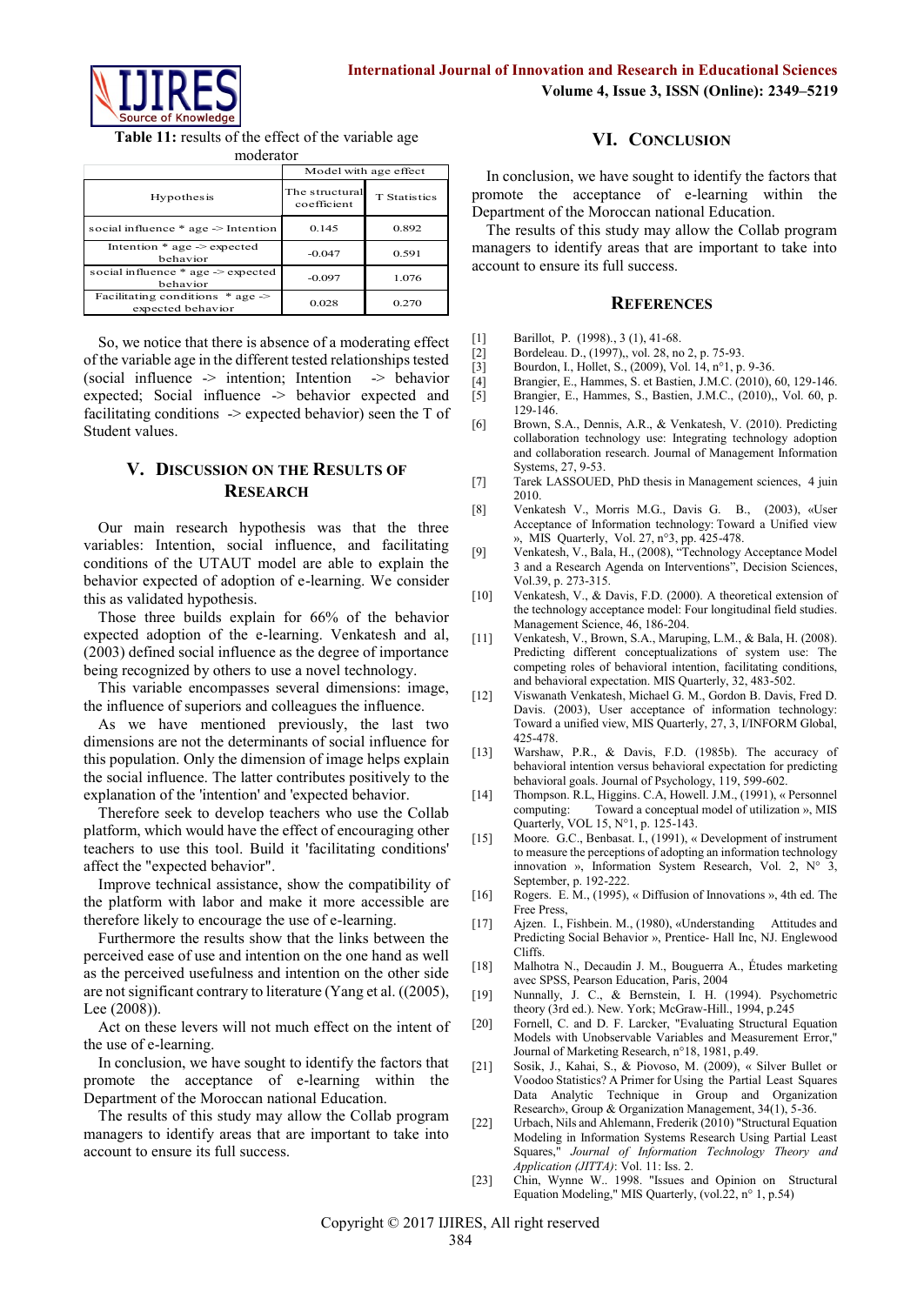**Table 11:** results of the effect of the variable age moderator

| Hypothesis | Model with age effect | |
|---|---|---|
| | The structural coefficient | T Statistics |
| social influence * age -> Intention | 0.145 | 0.892 |
| Intention * age -> expected behavior | -0.047 | 0.591 |
| social influence * age -> expected behavior | -0.097 | 1.076 |
| Facilitating conditions * age -> expected behavior | 0.028 | 0.270 |

So, we notice that there is absence of a moderating effect of the variable age in the different tested relationships tested (social influence -> intention; Intention -> behavior expected; Social influence -> behavior expected and facilitating conditions -> expected behavior) seen the T of Student values.

## V. Discussion on the Results of Research

Our main research hypothesis was that the three variables: Intention, social influence, and facilitating conditions of the UTAUT model are able to explain the behavior expected of adoption of e-learning. We consider this as validated hypothesis.

Those three builds explain for 66% of the behavior expected adoption of the e-learning. Venkatesh and al, (2003) defined social influence as the degree of importance being recognized by others to use a novel technology.

This variable encompasses several dimensions: image, the influence of superiors and colleagues the influence.

As we have mentioned previously, the last two dimensions are not the determinants of social influence for this population. Only the dimension of image helps explain the social influence. The latter contributes positively to the explanation of the 'intention' and 'expected behavior.

Therefore seek to develop teachers who use the Collab platform, which would have the effect of encouraging other teachers to use this tool. Build it 'facilitating conditions' affect the "expected behavior".

Improve technical assistance, show the compatibility of the platform with labor and make it more accessible are therefore likely to encourage the use of e-learning.

Furthermore the results show that the links between the perceived ease of use and intention on the one hand as well as the perceived usefulness and intention on the other side are not significant contrary to literature (Yang et al. ((2005), Lee (2008)).

Act on these levers will not much effect on the intent of the use of e-learning.

In conclusion, we have sought to identify the factors that promote the acceptance of e-learning within the Department of the Moroccan national Education.

The results of this study may allow the Collab program managers to identify areas that are important to take into account to ensure its full success.

## VI. Conclusion

In conclusion, we have sought to identify the factors that promote the acceptance of e-learning within the Department of the Moroccan national Education.

The results of this study may allow the Collab program managers to identify areas that are important to take into account to ensure its full success.

## References

[1] Barillot, P. (1998)., 3 (1), 41-68.

[2] Bordeleau. D., (1997),, vol. 28, no 2, p. 75-93.

[3] Bourdon, I., Hollet, S., (2009), Vol. 14, n°1, p. 9-36.

[4] Brangier, E., Hammes, S. et Bastien, J.M.C. (2010), 60, 129-146.

[5] Brangier, E., Hammes, S., Bastien, J.M.C., (2010),, Vol. 60, p. 129-146.

[6] Brown, S.A., Dennis, A.R., & Venkatesh, V. (2010). Predicting collaboration technology use: Integrating technology adoption and collaboration research. Journal of Management Information Systems, 27, 9-53.

[7] Tarek LASSOUED, PhD thesis in Management sciences, 4 juin 2010.

[8] Venkatesh V., Morris M.G., Davis G. B., (2003), «User Acceptance of Information technology: Toward a Unified view », MIS Quarterly, Vol. 27, n°3, pp. 425-478.

[9] Venkatesh, V., Bala, H., (2008), "Technology Acceptance Model 3 and a Research Agenda on Interventions", Decision Sciences, Vol.39, p. 273-315.

[10] Venkatesh, V., & Davis, F.D. (2000). A theoretical extension of the technology acceptance model: Four longitudinal field studies. Management Science, 46, 186-204.

[11] Venkatesh, V., Brown, S.A., Maruping, L.M., & Bala, H. (2008). Predicting different conceptualizations of system use: The competing roles of behavioral intention, facilitating conditions, and behavioral expectation. MIS Quarterly, 32, 483-502.

[12] Viswanath Venkatesh, Michael G. M., Gordon B. Davis, Fred D. Davis. (2003), User acceptance of information technology: Toward a unified view, MIS Quarterly, 27, 3, I/INFORM Global, 425-478.

[13] Warshaw, P.R., & Davis, F.D. (1985b). The accuracy of behavioral intention versus behavioral expectation for predicting behavioral goals. Journal of Psychology, 119, 599-602.

[14] Thompson. R.L, Higgins. C.A, Howell. J.M., (1991), « Personnel computing: Toward a conceptual model of utilization », MIS Quarterly, VOL 15, N°1, p. 125-143.

[15] Moore. G.C., Benbasat. I., (1991), « Development of instrument to measure the perceptions of adopting an information technology innovation », Information System Research, Vol. 2, N° 3, September, p. 192-222.

[16] Rogers. E. M., (1995), « Diffusion of Innovations », 4th ed. The Free Press,

[17] Ajzen. I., Fishbein. M., (1980), «Understanding Attitudes and Predicting Social Behavior », Prentice- Hall Inc, NJ. Englewood Cliffs.

[18] Malhotra N., Decaudin J. M., Bouguerra A., Études marketing avec SPSS, Pearson Education, Paris, 2004

[19] Nunnally, J. C., & Bernstein, I. H. (1994). Psychometric theory (3rd ed.). New. York; McGraw-Hill., 1994, p.245

[20] Fornell, C. and D. F. Larcker, "Evaluating Structural Equation Models with Unobservable Variables and Measurement Error," Journal of Marketing Research, n°18, 1981, p.49.

[21] Sosik, J., Kahai, S., & Piovoso, M. (2009), « Silver Bullet or Voodoo Statistics? A Primer for Using the Partial Least Squares Data Analytic Technique in Group and Organization Research», Group & Organization Management, 34(1), 5-36.

[22] Urbach, Nils and Ahlemann, Frederik (2010) "Structural Equation Modeling in Information Systems Research Using Partial Least Squares," *Journal of Information Technology Theory and Application (JITTA)*: Vol. 11: Iss. 2.

[23] Chin, Wynne W.. 1998. "Issues and Opinion on Structural Equation Modeling," MIS Quarterly, (vol.22, n° 1, p.54)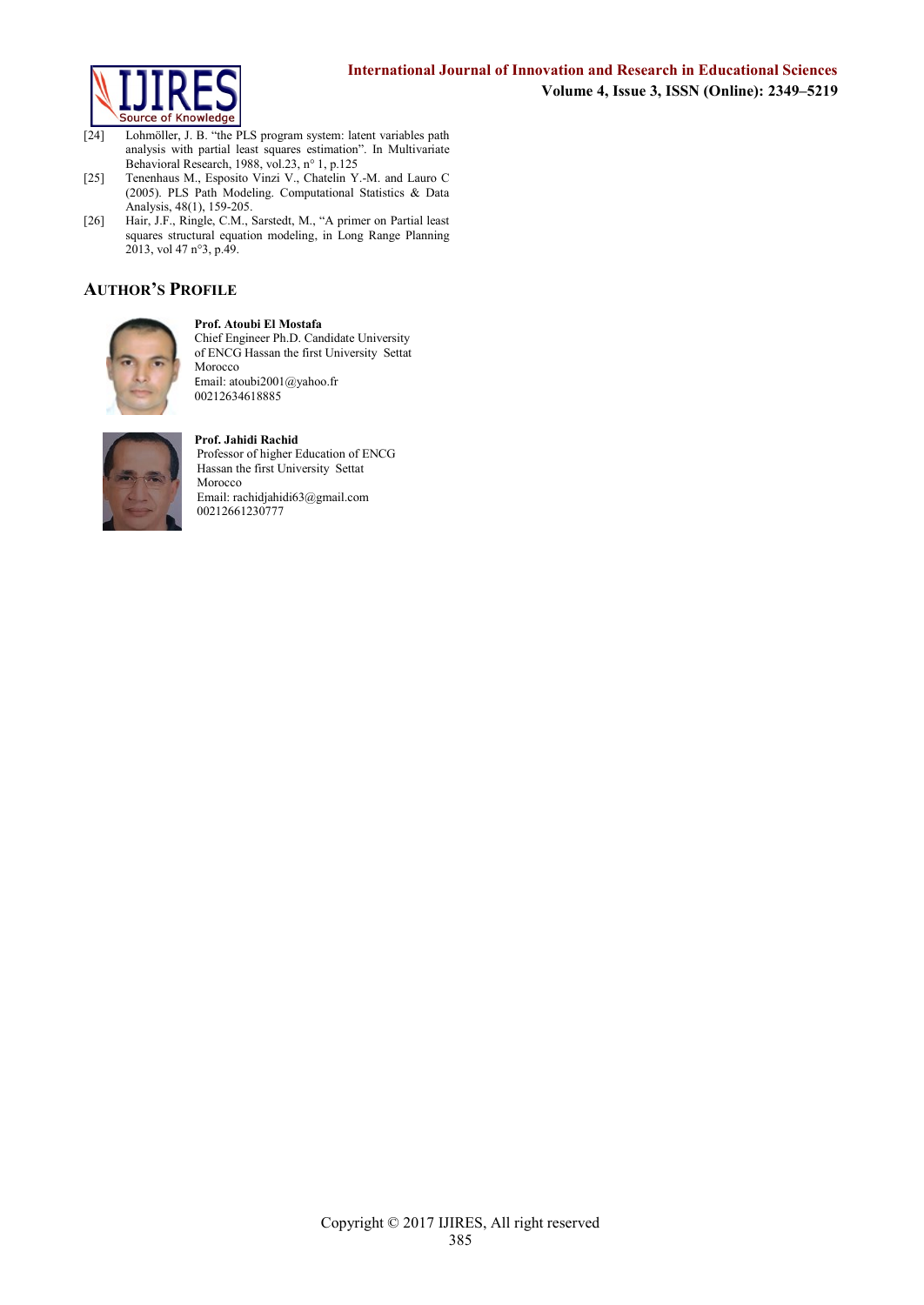[24] Lohmöller, J. B. "the PLS program system: latent variables path analysis with partial least squares estimation". In Multivariate Behavioral Research, 1988, vol.23, n° 1, p.125

[25] Tenenhaus M., Esposito Vinzi V., Chatelin Y.-M. and Lauro C (2005). PLS Path Modeling. Computational Statistics & Data Analysis, 48(1), 159-205.

[26] Hair, J.F., Ringle, C.M., Sarstedt, M., "A primer on Partial least squares structural equation modeling, in Long Range Planning 2013, vol 47 n°3, p.49.

## Author's Profile

**Prof. Atoubi El Mostafa**
Chief Engineer Ph.D. Candidate University of ENCG Hassan the first University Settat Morocco
Email: atoubi2001@yahoo.fr
00212634618885

**Prof. Jahidi Rachid**
Professor of higher Education of ENCG Hassan the first University Settat Morocco
Email: rachidjahidi63@gmail.com
00212661230777